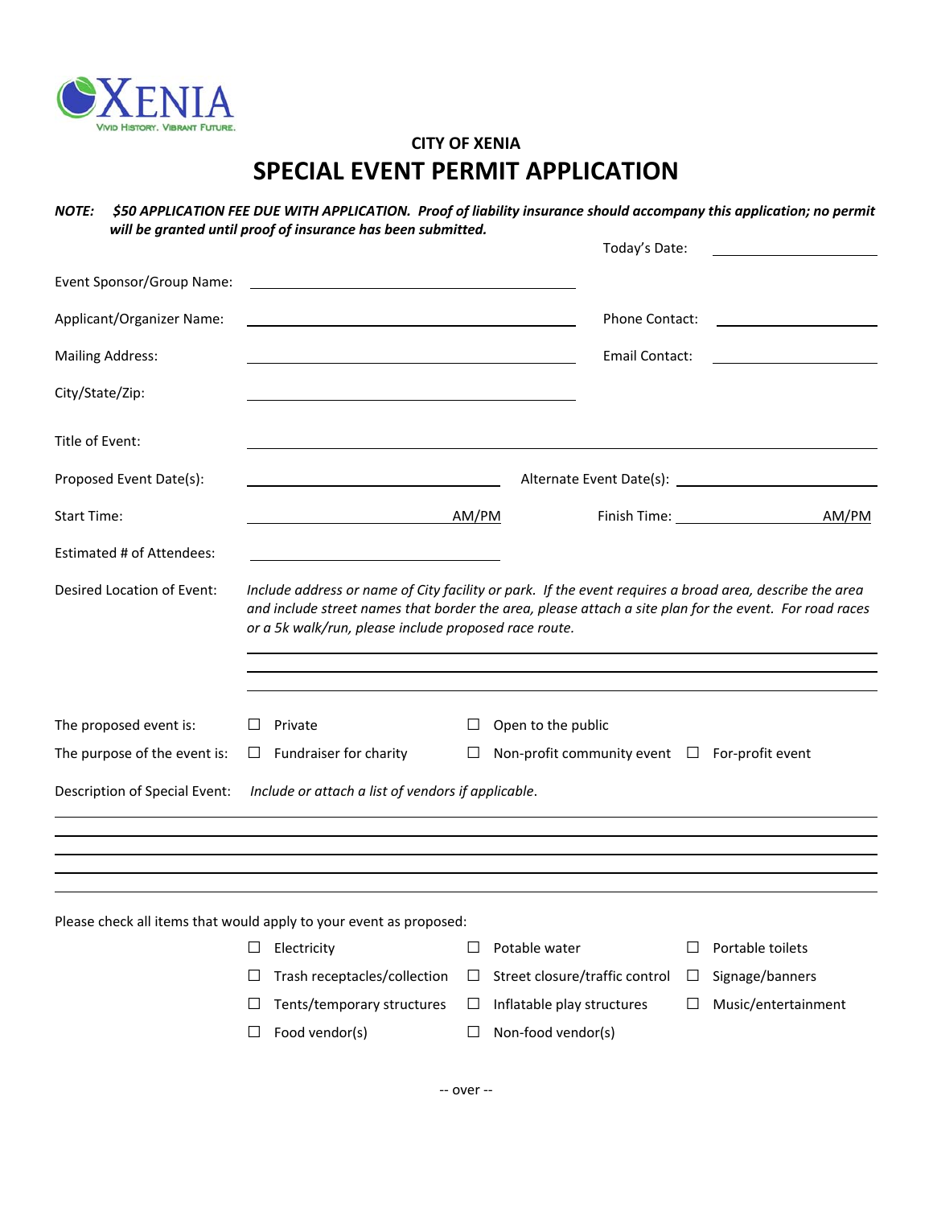XENIA
VIVID HISTORY. VIBRANT FUTURE.

## CITY OF XENIA

# SPECIAL EVENT PERMIT APPLICATION

***NOTE: $50 APPLICATION FEE DUE WITH APPLICATION. Proof of liability insurance should accompany this application; no permit will be granted until proof of insurance has been submitted.***

Today's Date: ____________________

Event Sponsor/Group Name: ________________________________________

Applicant/Organizer Name: ________________________________________ Phone Contact: ____________________

Mailing Address: ________________________________________ Email Contact: ____________________

City/State/Zip: ________________________________________

Title of Event: ____________________________________________________________________________

Proposed Event Date(s): ______________________________ Alternate Event Date(s): ______________________________

Start Time: ______________________________ AM/PM Finish Time: ______________________________ AM/PM

Estimated # of Attendees: ______________________________

Desired Location of Event: *Include address or name of City facility or park. If the event requires a broad area, describe the area and include street names that border the area, please attach a site plan for the event. For road races or a 5k walk/run, please include proposed race route.*

____________________________________________________________________________

____________________________________________________________________________

____________________________________________________________________________

The proposed event is: ☐ Private ☐ Open to the public

The purpose of the event is: ☐ Fundraiser for charity ☐ Non-profit community event ☐ For-profit event

Description of Special Event: *Include or attach a list of vendors if applicable.*

____________________________________________________________________________

____________________________________________________________________________

____________________________________________________________________________

____________________________________________________________________________

____________________________________________________________________________

Please check all items that would apply to your event as proposed:

☐ Electricity ☐ Potable water ☐ Portable toilets

☐ Trash receptacles/collection ☐ Street closure/traffic control ☐ Signage/banners

☐ Tents/temporary structures ☐ Inflatable play structures ☐ Music/entertainment

☐ Food vendor(s) ☐ Non-food vendor(s)

-- over --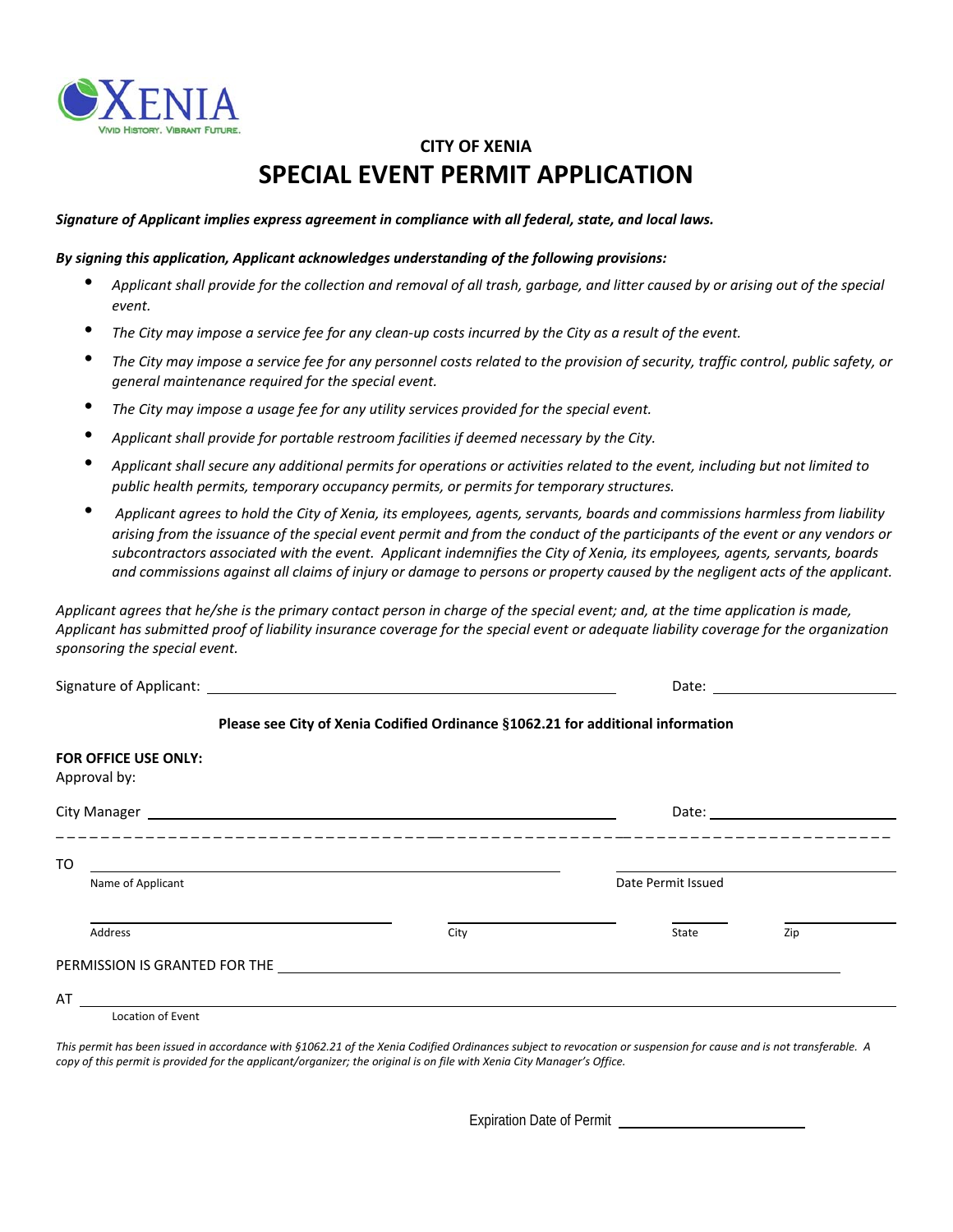XENIA
VIVID HISTORY. VIBRANT FUTURE.

**CITY OF XENIA**

# SPECIAL EVENT PERMIT APPLICATION

***Signature of Applicant implies express agreement in compliance with all federal, state, and local laws.***

***By signing this application, Applicant acknowledges understanding of the following provisions:***

- *Applicant shall provide for the collection and removal of all trash, garbage, and litter caused by or arising out of the special event.*
- *The City may impose a service fee for any clean-up costs incurred by the City as a result of the event.*
- *The City may impose a service fee for any personnel costs related to the provision of security, traffic control, public safety, or general maintenance required for the special event.*
- *The City may impose a usage fee for any utility services provided for the special event.*
- *Applicant shall provide for portable restroom facilities if deemed necessary by the City.*
- *Applicant shall secure any additional permits for operations or activities related to the event, including but not limited to public health permits, temporary occupancy permits, or permits for temporary structures.*
- *Applicant agrees to hold the City of Xenia, its employees, agents, servants, boards and commissions harmless from liability arising from the issuance of the special event permit and from the conduct of the participants of the event or any vendors or subcontractors associated with the event. Applicant indemnifies the City of Xenia, its employees, agents, servants, boards and commissions against all claims of injury or damage to persons or property caused by the negligent acts of the applicant.*

*Applicant agrees that he/she is the primary contact person in charge of the special event; and, at the time application is made, Applicant has submitted proof of liability insurance coverage for the special event or adequate liability coverage for the organization sponsoring the special event.*

Signature of Applicant: ______________________________ Date: ______________

**Please see City of Xenia Codified Ordinance §1062.21 for additional information**

**FOR OFFICE USE ONLY:**
Approval by:

City Manager ______________________________ Date: ______________

- - - - - - - - - - - - - - - - - - - - - - - - - - - - - - - - - - - - - - - - - - - - - - - -

TO ______________________________ ______________
Name of Applicant Date Permit Issued

______________________________ ______________ ________ ________
Address City State Zip

PERMISSION IS GRANTED FOR THE ______________________________

AT ______________________________
Location of Event

*This permit has been issued in accordance with §1062.21 of the Xenia Codified Ordinances subject to revocation or suspension for cause and is not transferable. A copy of this permit is provided for the applicant/organizer; the original is on file with Xenia City Manager's Office.*

Expiration Date of Permit ______________